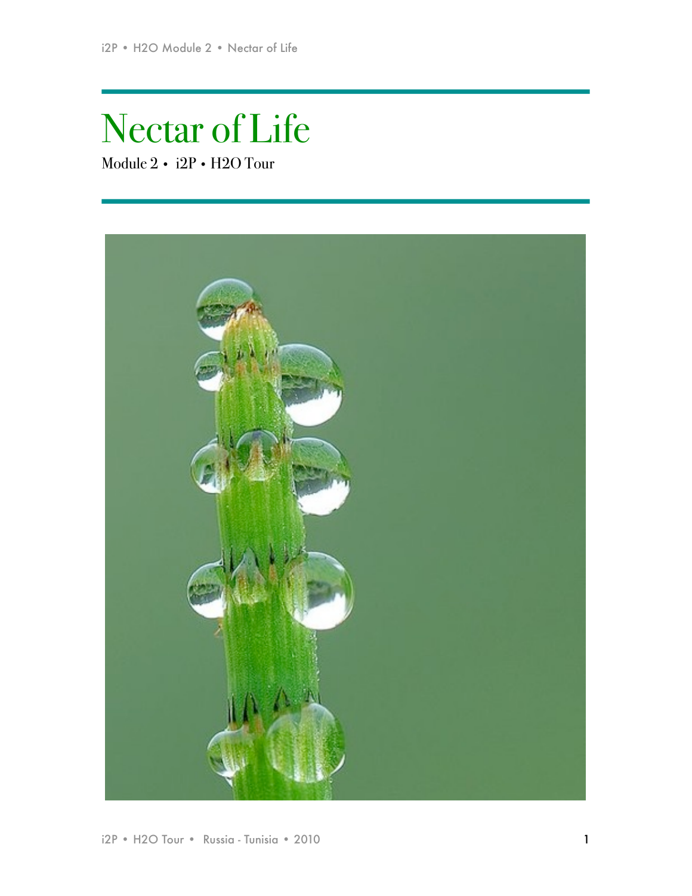# Nectar of Life

Module 2 • i2P • H2O Tour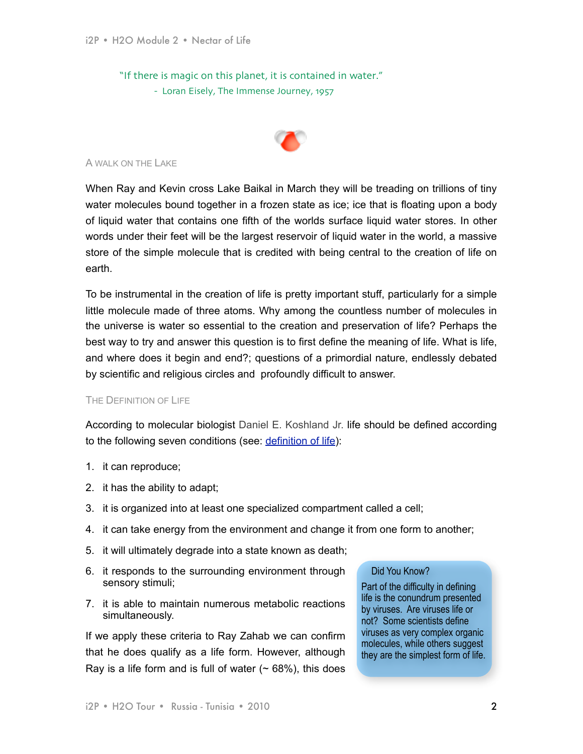> "If there is magic on this planet, it is contained in water."
> - Loran Eisely, The Immense Journey, 1957

## A Walk on the Lake

When Ray and Kevin cross Lake Baikal in March they will be treading on trillions of tiny water molecules bound together in a frozen state as ice; ice that is floating upon a body of liquid water that contains one fifth of the worlds surface liquid water stores. In other words under their feet will be the largest reservoir of liquid water in the world, a massive store of the simple molecule that is credited with being central to the creation of life on earth.

To be instrumental in the creation of life is pretty important stuff, particularly for a simple little molecule made of three atoms. Why among the countless number of molecules in the universe is water so essential to the creation and preservation of life? Perhaps the best way to try and answer this question is to first define the meaning of life. What is life, and where does it begin and end?; questions of a primordial nature, endlessly debated by scientific and religious circles and profoundly difficult to answer.

## The Definition of Life

According to molecular biologist Daniel E. Koshland Jr. life should be defined according to the following seven conditions (see: definition of life):

1. it can reproduce;
2. it has the ability to adapt;
3. it is organized into at least one specialized compartment called a cell;
4. it can take energy from the environment and change it from one form to another;
5. it will ultimately degrade into a state known as death;
6. it responds to the surrounding environment through sensory stimuli;
7. it is able to maintain numerous metabolic reactions simultaneously.

If we apply these criteria to Ray Zahab we can confirm that he does qualify as a life form. However, although Ray is a life form and is full of water (~ 68%), this does

> **Did You Know?**
> Part of the difficulty in defining life is the conundrum presented by viruses. Are viruses life or not? Some scientists define viruses as very complex organic molecules, while others suggest they are the simplest form of life.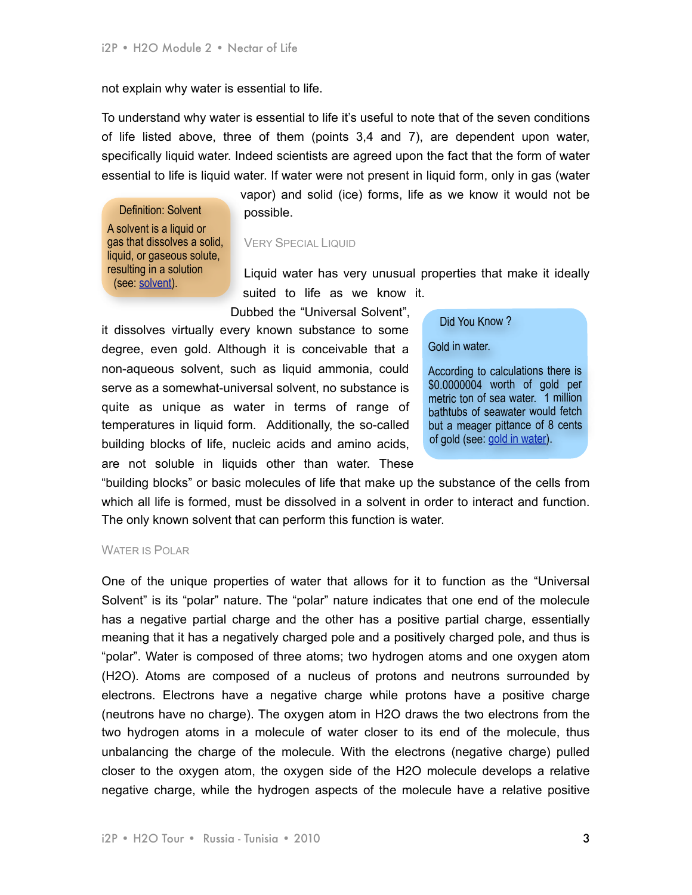not explain why water is essential to life.

To understand why water is essential to life it's useful to note that of the seven conditions of life listed above, three of them (points 3,4 and 7), are dependent upon water, specifically liquid water. Indeed scientists are agreed upon the fact that the form of water essential to life is liquid water. If water were not present in liquid form, only in gas (water vapor) and solid (ice) forms, life as we know it would not be possible.

> **Definition: Solvent**
>
> A solvent is a liquid or gas that dissolves a solid, liquid, or gaseous solute, resulting in a solution (see: [solvent](solvent)).

### Very Special Liquid

Liquid water has very unusual properties that make it ideally suited to life as we know it. Dubbed the "Universal Solvent", it dissolves virtually every known substance to some degree, even gold. Although it is conceivable that a non-aqueous solvent, such as liquid ammonia, could serve as a somewhat-universal solvent, no substance is quite as unique as water in terms of range of temperatures in liquid form. Additionally, the so-called building blocks of life, nucleic acids and amino acids, are not soluble in liquids other than water. These "building blocks" or basic molecules of life that make up the substance of the cells from which all life is formed, must be dissolved in a solvent in order to interact and function. The only known solvent that can perform this function is water.

> **Did You Know ?**
>
> Gold in water.
>
> According to calculations there is \$0.0000004 worth of gold per metric ton of sea water. 1 million bathtubs of seawater would fetch but a meager pittance of 8 cents of gold (see: [gold in water](gold in water)).

### Water is Polar

One of the unique properties of water that allows for it to function as the "Universal Solvent" is its "polar" nature. The "polar" nature indicates that one end of the molecule has a negative partial charge and the other has a positive partial charge, essentially meaning that it has a negatively charged pole and a positively charged pole, and thus is "polar". Water is composed of three atoms; two hydrogen atoms and one oxygen atom ($H_2O$). Atoms are composed of a nucleus of protons and neutrons surrounded by electrons. Electrons have a negative charge while protons have a positive charge (neutrons have no charge). The oxygen atom in $H_2O$ draws the two electrons from the two hydrogen atoms in a molecule of water closer to its end of the molecule, thus unbalancing the charge of the molecule. With the electrons (negative charge) pulled closer to the oxygen atom, the oxygen side of the $H_2O$ molecule develops a relative negative charge, while the hydrogen aspects of the molecule have a relative positive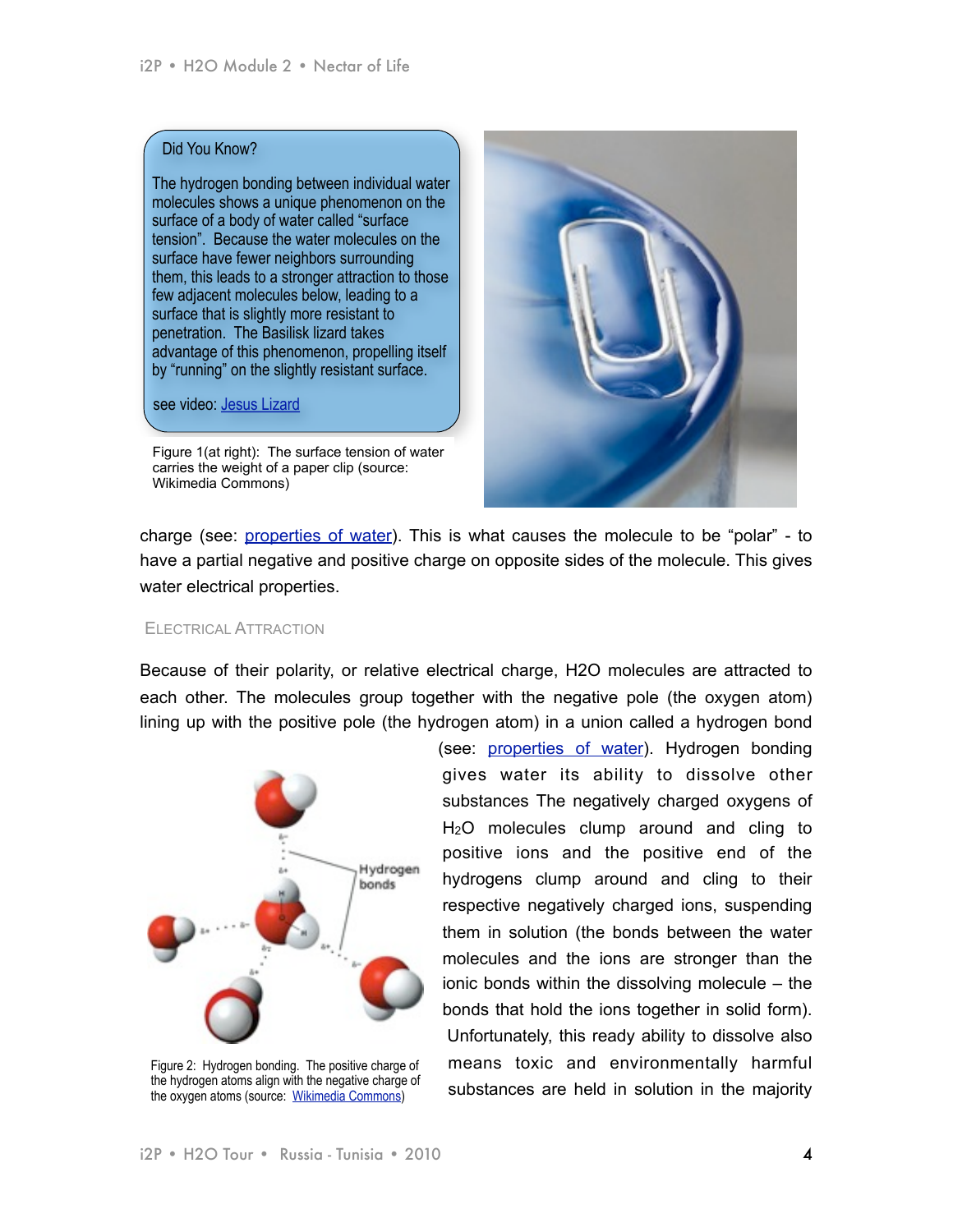> **Did You Know?**
>
> The hydrogen bonding between individual water molecules shows a unique phenomenon on the surface of a body of water called "surface tension". Because the water molecules on the surface have fewer neighbors surrounding them, this leads to a stronger attraction to those few adjacent molecules below, leading to a surface that is slightly more resistant to penetration. The Basilisk lizard takes advantage of this phenomenon, propelling itself by "running" on the slightly resistant surface.
>
> see video: [Jesus Lizard]

Figure 1(at right): The surface tension of water carries the weight of a paper clip (source: Wikimedia Commons)

charge (see: [properties of water]). This is what causes the molecule to be "polar" - to have a partial negative and positive charge on opposite sides of the molecule. This gives water electrical properties.

### Electrical Attraction

Because of their polarity, or relative electrical charge, H2O molecules are attracted to each other. The molecules group together with the negative pole (the oxygen atom) lining up with the positive pole (the hydrogen atom) in a union called a hydrogen bond (see: [properties of water]). Hydrogen bonding gives water its ability to dissolve other substances The negatively charged oxygens of $H_2O$ molecules clump around and cling to positive ions and the positive end of the hydrogens clump around and cling to their respective negatively charged ions, suspending them in solution (the bonds between the water molecules and the ions are stronger than the ionic bonds within the dissolving molecule – the bonds that hold the ions together in solid form). Unfortunately, this ready ability to dissolve also means toxic and environmentally harmful substances are held in solution in the majority

Figure 2: Hydrogen bonding. The positive charge of the hydrogen atoms align with the negative charge of the oxygen atoms (source: [Wikimedia Commons])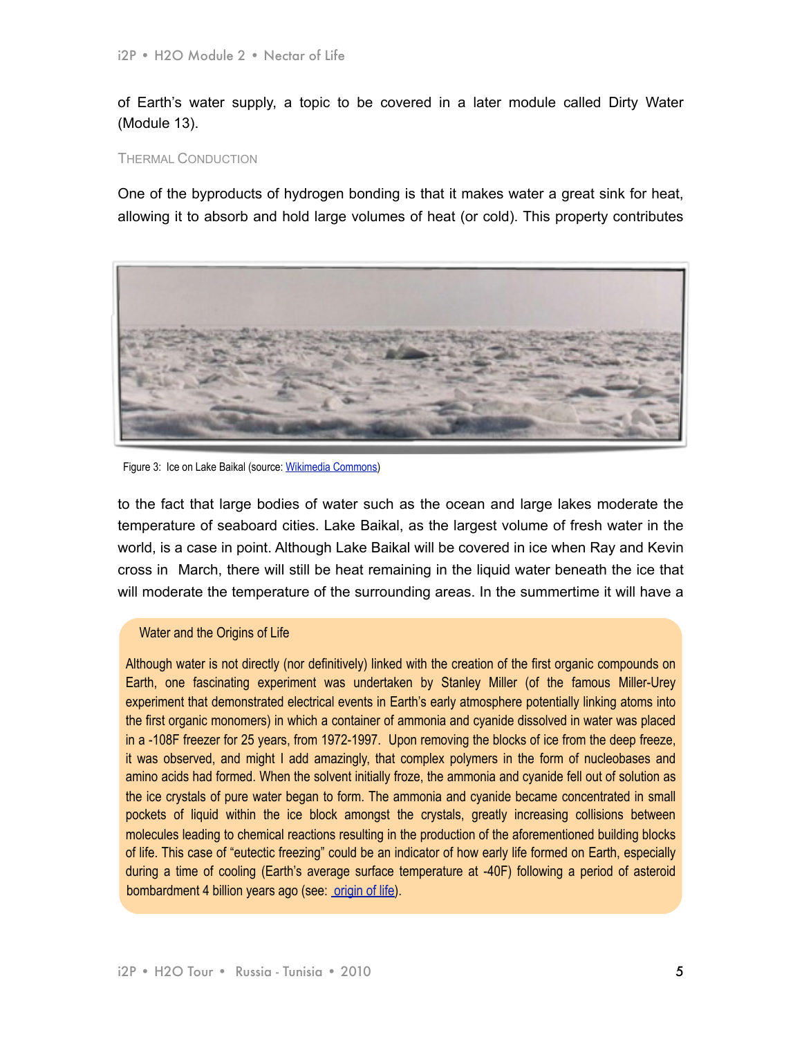of Earth's water supply, a topic to be covered in a later module called Dirty Water (Module 13).

### Thermal Conduction

One of the byproducts of hydrogen bonding is that it makes water a great sink for heat, allowing it to absorb and hold large volumes of heat (or cold). This property contributes

Figure 3: Ice on Lake Baikal (source: Wikimedia Commons)

to the fact that large bodies of water such as the ocean and large lakes moderate the temperature of seaboard cities. Lake Baikal, as the largest volume of fresh water in the world, is a case in point. Although Lake Baikal will be covered in ice when Ray and Kevin cross in March, there will still be heat remaining in the liquid water beneath the ice that will moderate the temperature of the surrounding areas. In the summertime it will have a

> **Water and the Origins of Life**
>
> Although water is not directly (nor definitively) linked with the creation of the first organic compounds on Earth, one fascinating experiment was undertaken by Stanley Miller (of the famous Miller-Urey experiment that demonstrated electrical events in Earth's early atmosphere potentially linking atoms into the first organic monomers) in which a container of ammonia and cyanide dissolved in water was placed in a -108F freezer for 25 years, from 1972-1997. Upon removing the blocks of ice from the deep freeze, it was observed, and might I add amazingly, that complex polymers in the form of nucleobases and amino acids had formed. When the solvent initially froze, the ammonia and cyanide fell out of solution as the ice crystals of pure water began to form. The ammonia and cyanide became concentrated in small pockets of liquid within the ice block amongst the crystals, greatly increasing collisions between molecules leading to chemical reactions resulting in the production of the aforementioned building blocks of life. This case of "eutectic freezing" could be an indicator of how early life formed on Earth, especially during a time of cooling (Earth's average surface temperature at -40F) following a period of asteroid bombardment 4 billion years ago (see: origin of life).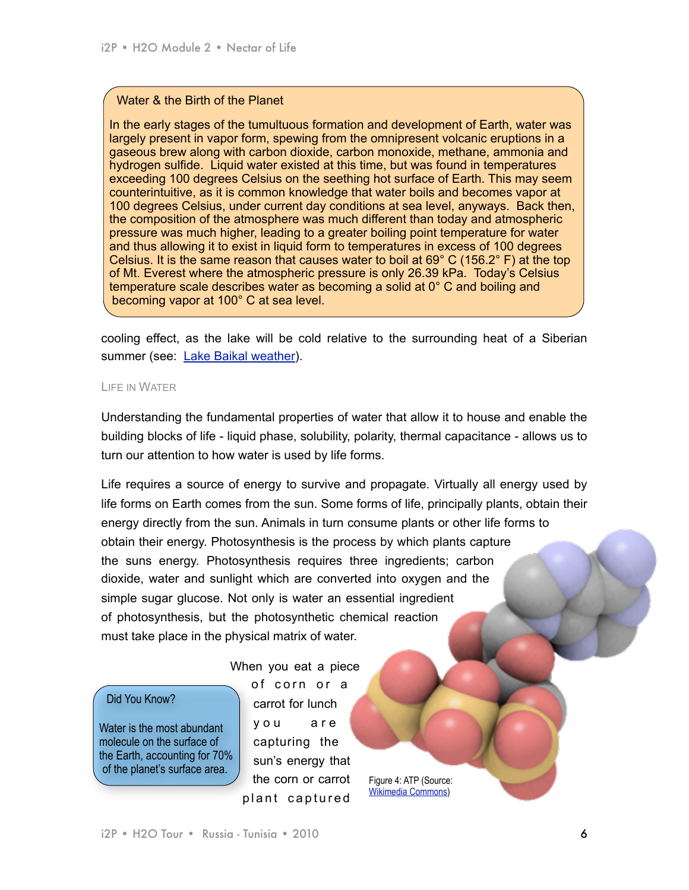> **Water & the Birth of the Planet**
>
> In the early stages of the tumultuous formation and development of Earth, water was largely present in vapor form, spewing from the omnipresent volcanic eruptions in a gaseous brew along with carbon dioxide, carbon monoxide, methane, ammonia and hydrogen sulfide. Liquid water existed at this time, but was found in temperatures exceeding 100 degrees Celsius on the seething hot surface of Earth. This may seem counterintuitive, as it is common knowledge that water boils and becomes vapor at 100 degrees Celsius, under current day conditions at sea level, anyways. Back then, the composition of the atmosphere was much different than today and atmospheric pressure was much higher, leading to a greater boiling point temperature for water and thus allowing it to exist in liquid form to temperatures in excess of 100 degrees Celsius. It is the same reason that causes water to boil at 69° C (156.2° F) at the top of Mt. Everest where the atmospheric pressure is only 26.39 kPa. Today's Celsius temperature scale describes water as becoming a solid at 0° C and boiling and becoming vapor at 100° C at sea level.

cooling effect, as the lake will be cold relative to the surrounding heat of a Siberian summer (see: [Lake Baikal weather]).

### Life in Water

Understanding the fundamental properties of water that allow it to house and enable the building blocks of life - liquid phase, solubility, polarity, thermal capacitance - allows us to turn our attention to how water is used by life forms.

Life requires a source of energy to survive and propagate. Virtually all energy used by life forms on Earth comes from the sun. Some forms of life, principally plants, obtain their energy directly from the sun. Animals in turn consume plants or other life forms to obtain their energy. Photosynthesis is the process by which plants capture the suns energy. Photosynthesis requires three ingredients; carbon dioxide, water and sunlight which are converted into oxygen and the simple sugar glucose. Not only is water an essential ingredient of photosynthesis, but the photosynthetic chemical reaction must take place in the physical matrix of water.

> **Did You Know?**
>
> Water is the most abundant molecule on the surface of the Earth, accounting for 70% of the planet's surface area.

When you eat a piece of corn or a carrot for lunch you are capturing the sun's energy that the corn or carrot plant captured

Figure 4: ATP (Source: [Wikimedia Commons])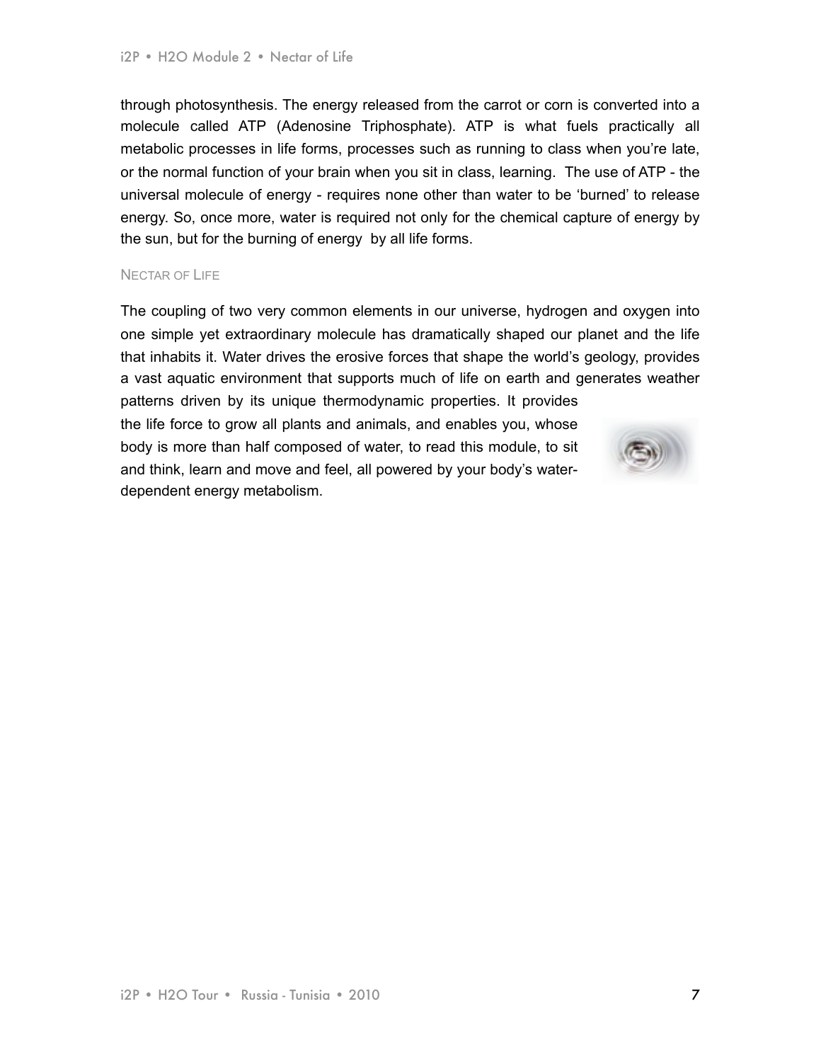through photosynthesis. The energy released from the carrot or corn is converted into a molecule called ATP (Adenosine Triphosphate). ATP is what fuels practically all metabolic processes in life forms, processes such as running to class when you're late, or the normal function of your brain when you sit in class, learning.  The use of ATP - the universal molecule of energy - requires none other than water to be 'burned' to release energy. So, once more, water is required not only for the chemical capture of energy by the sun, but for the burning of energy  by all life forms.

## Nectar of Life

The coupling of two very common elements in our universe, hydrogen and oxygen into one simple yet extraordinary molecule has dramatically shaped our planet and the life that inhabits it. Water drives the erosive forces that shape the world's geology, provides a vast aquatic environment that supports much of life on earth and generates weather patterns driven by its unique thermodynamic properties. It provides the life force to grow all plants and animals, and enables you, whose body is more than half composed of water, to read this module, to sit and think, learn and move and feel, all powered by your body's water-dependent energy metabolism.